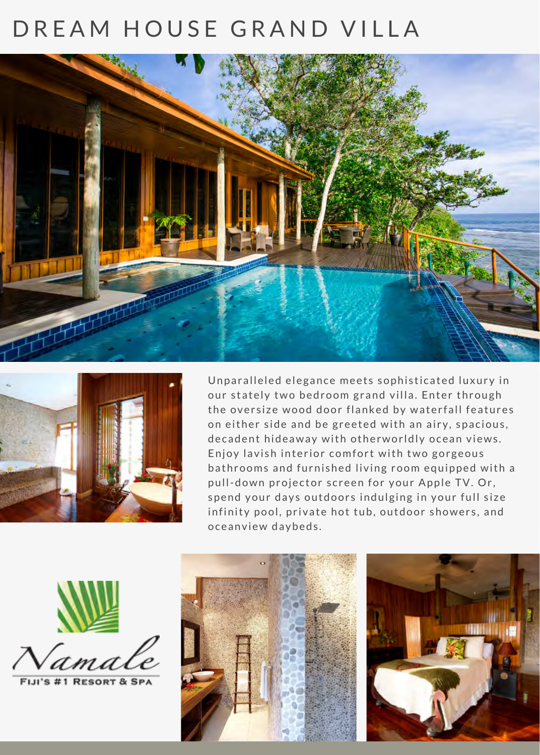# DREAM HOUSE GRAND VILLA

Unparalleled elegance meets sophisticated luxury in our stately two bedroom grand villa. Enter through the oversize wood door flanked by waterfall features on either side and be greeted with an airy, spacious, decadent hideaway with otherworldly ocean views. Enjoy lavish interior comfort with two gorgeous bathrooms and furnished living room equipped with a pull-down projector screen for your Apple TV. Or, spend your days outdoors indulging in your full size infinity pool, private hot tub, outdoor showers, and oceanview daybeds.

Namale

FIJI'S #1 RESORT & SPA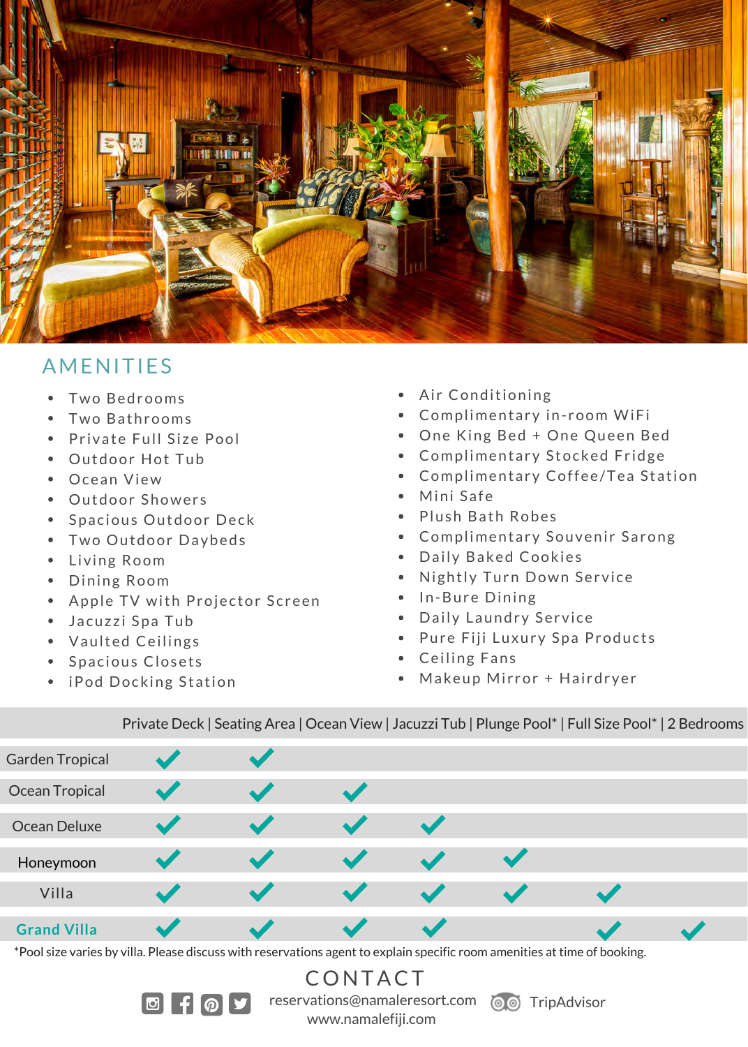## AMENITIES

- Two Bedrooms
- Two Bathrooms
- Private Full Size Pool
- Outdoor Hot Tub
- Ocean View
- Outdoor Showers
- Spacious Outdoor Deck
- Two Outdoor Daybeds
- Living Room
- Dining Room
- Apple TV with Projector Screen
- Jacuzzi Spa Tub
- Vaulted Ceilings
- Spacious Closets
- iPod Docking Station
- Air Conditioning
- Complimentary in-room WiFi
- One King Bed + One Queen Bed
- Complimentary Stocked Fridge
- Complimentary Coffee/Tea Station
- Mini Safe
- Plush Bath Robes
- Complimentary Souvenir Sarong
- Daily Baked Cookies
- Nightly Turn Down Service
- In-Bure Dining
- Daily Laundry Service
- Pure Fiji Luxury Spa Products
- Ceiling Fans
- Makeup Mirror + Hairdryer

| | Private Deck | Seating Area | Ocean View | Jacuzzi Tub | Plunge Pool* | Full Size Pool* | 2 Bedrooms |
|---|---|---|---|---|---|---|---|
| Garden Tropical | ✓ | ✓ | | | | | |
| Ocean Tropical | ✓ | ✓ | ✓ | | | | |
| Ocean Deluxe | ✓ | ✓ | ✓ | ✓ | | | |
| Honeymoon | ✓ | ✓ | ✓ | ✓ | ✓ | | |
| Villa | ✓ | ✓ | ✓ | ✓ | ✓ | ✓ | |
| **Grand Villa** | ✓ | ✓ | ✓ | ✓ | | ✓ | ✓ |

*Pool size varies by villa. Please discuss with reservations agent to explain specific room amenities at time of booking.

## CONTACT

reservations@namaleresort.com TripAdvisor

www.namalefiji.com